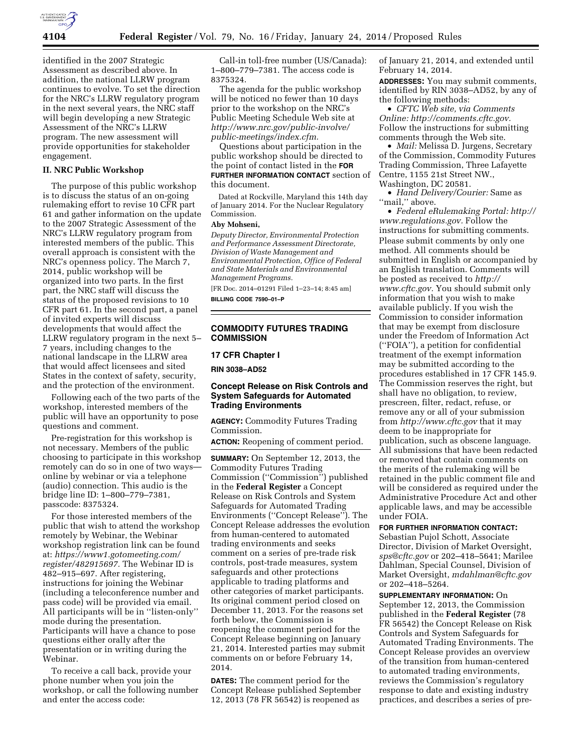identified in the 2007 Strategic Assessment as described above. In addition, the national LLRW program continues to evolve. To set the direction for the NRC's LLRW regulatory program in the next several years, the NRC staff will begin developing a new Strategic Assessment of the NRC's LLRW program. The new assessment will provide opportunities for stakeholder engagement.

## II. NRC Public Workshop

The purpose of this public workshop is to discuss the status of an on-going rulemaking effort to revise 10 CFR part 61 and gather information on the update to the 2007 Strategic Assessment of the NRC's LLRW regulatory program from interested members of the public. This overall approach is consistent with the NRC's openness policy. The March 7, 2014, public workshop will be organized into two parts. In the first part, the NRC staff will discuss the status of the proposed revisions to 10 CFR part 61. In the second part, a panel of invited experts will discuss developments that would affect the LLRW regulatory program in the next 5–7 years, including changes to the national landscape in the LLRW area that would affect licensees and sited States in the context of safety, security, and the protection of the environment.

Following each of the two parts of the workshop, interested members of the public will have an opportunity to pose questions and comment.

Pre-registration for this workshop is not necessary. Members of the public choosing to participate in this workshop remotely can do so in one of two ways—online by webinar or via a telephone (audio) connection. This audio is the bridge line ID: 1–800–779–7381, passcode: 8375324.

For those interested members of the public that wish to attend the workshop remotely by Webinar, the Webinar workshop registration link can be found at: *https://www1.gotomeeting.com/register/482915697*. The Webinar ID is 482–915–697. After registering, instructions for joining the Webinar (including a teleconference number and pass code) will be provided via email. All participants will be in ''listen-only'' mode during the presentation. Participants will have a chance to pose questions either orally after the presentation or in writing during the Webinar.

To receive a call back, provide your phone number when you join the workshop, or call the following number and enter the access code:

Call-in toll-free number (US/Canada): 1–800–779–7381. The access code is 8375324.

The agenda for the public workshop will be noticed no fewer than 10 days prior to the workshop on the NRC's Public Meeting Schedule Web site at *http://www.nrc.gov/public-involve/public-meetings/index.cfm.*

Questions about participation in the public workshop should be directed to the point of contact listed in the **FOR FURTHER INFORMATION CONTACT** section of this document.

Dated at Rockville, Maryland this 14th day of January 2014. For the Nuclear Regulatory Commission.

**Aby Mohseni,**

*Deputy Director, Environmental Protection and Performance Assessment Directorate, Division of Waste Management and Environmental Protection, Office of Federal and State Materials and Environmental Management Programs.*

[FR Doc. 2014–01291 Filed 1–23–14; 8:45 am]

**BILLING CODE 7590–01–P**

---

## COMMODITY FUTURES TRADING COMMISSION

### 17 CFR Chapter I

### RIN 3038–AD52

### Concept Release on Risk Controls and System Safeguards for Automated Trading Environments

**AGENCY:** Commodity Futures Trading Commission.

**ACTION:** Reopening of comment period.

**SUMMARY:** On September 12, 2013, the Commodity Futures Trading Commission (''Commission'') published in the **Federal Register** a Concept Release on Risk Controls and System Safeguards for Automated Trading Environments (''Concept Release''). The Concept Release addresses the evolution from human-centered to automated trading environments and seeks comment on a series of pre-trade risk controls, post-trade measures, system safeguards and other protections applicable to trading platforms and other categories of market participants. Its original comment period closed on December 11, 2013. For the reasons set forth below, the Commission is reopening the comment period for the Concept Release beginning on January 21, 2014. Interested parties may submit comments on or before February 14, 2014.

**DATES:** The comment period for the Concept Release published September 12, 2013 (78 FR 56542) is reopened as of January 21, 2014, and extended until February 14, 2014.

**ADDRESSES:** You may submit comments, identified by RIN 3038–AD52, by any of the following methods:

- *CFTC Web site, via Comments Online: http://comments.cftc.gov.* Follow the instructions for submitting comments through the Web site.
- *Mail:* Melissa D. Jurgens, Secretary of the Commission, Commodity Futures Trading Commission, Three Lafayette Centre, 1155 21st Street NW., Washington, DC 20581.
- *Hand Delivery/Courier:* Same as ''mail,'' above.
- *Federal eRulemaking Portal: http://www.regulations.gov.* Follow the instructions for submitting comments.

Please submit comments by only one method. All comments should be submitted in English or accompanied by an English translation. Comments will be posted as received to *http://www.cftc.gov.* You should submit only information that you wish to make available publicly. If you wish the Commission to consider information that may be exempt from disclosure under the Freedom of Information Act (''FOIA''), a petition for confidential treatment of the exempt information may be submitted according to the procedures established in 17 CFR 145.9. The Commission reserves the right, but shall have no obligation, to review, prescreen, filter, redact, refuse, or remove any or all of your submission from *http://www.cftc.gov* that it may deem to be inappropriate for publication, such as obscene language. All submissions that have been redacted or removed that contain comments on the merits of the rulemaking will be retained in the public comment file and will be considered as required under the Administrative Procedure Act and other applicable laws, and may be accessible under FOIA.

**FOR FURTHER INFORMATION CONTACT:** Sebastian Pujol Schott, Associate Director, Division of Market Oversight, *sps@cftc.gov* or 202–418–5641; Marilee Dahlman, Special Counsel, Division of Market Oversight, *mdahlman@cftc.gov* or 202–418–5264.

**SUPPLEMENTARY INFORMATION:** On September 12, 2013, the Commission published in the **Federal Register** (78 FR 56542) the Concept Release on Risk Controls and System Safeguards for Automated Trading Environments. The Concept Release provides an overview of the transition from human-centered to automated trading environments, reviews the Commission's regulatory response to date and existing industry practices, and describes a series of pre-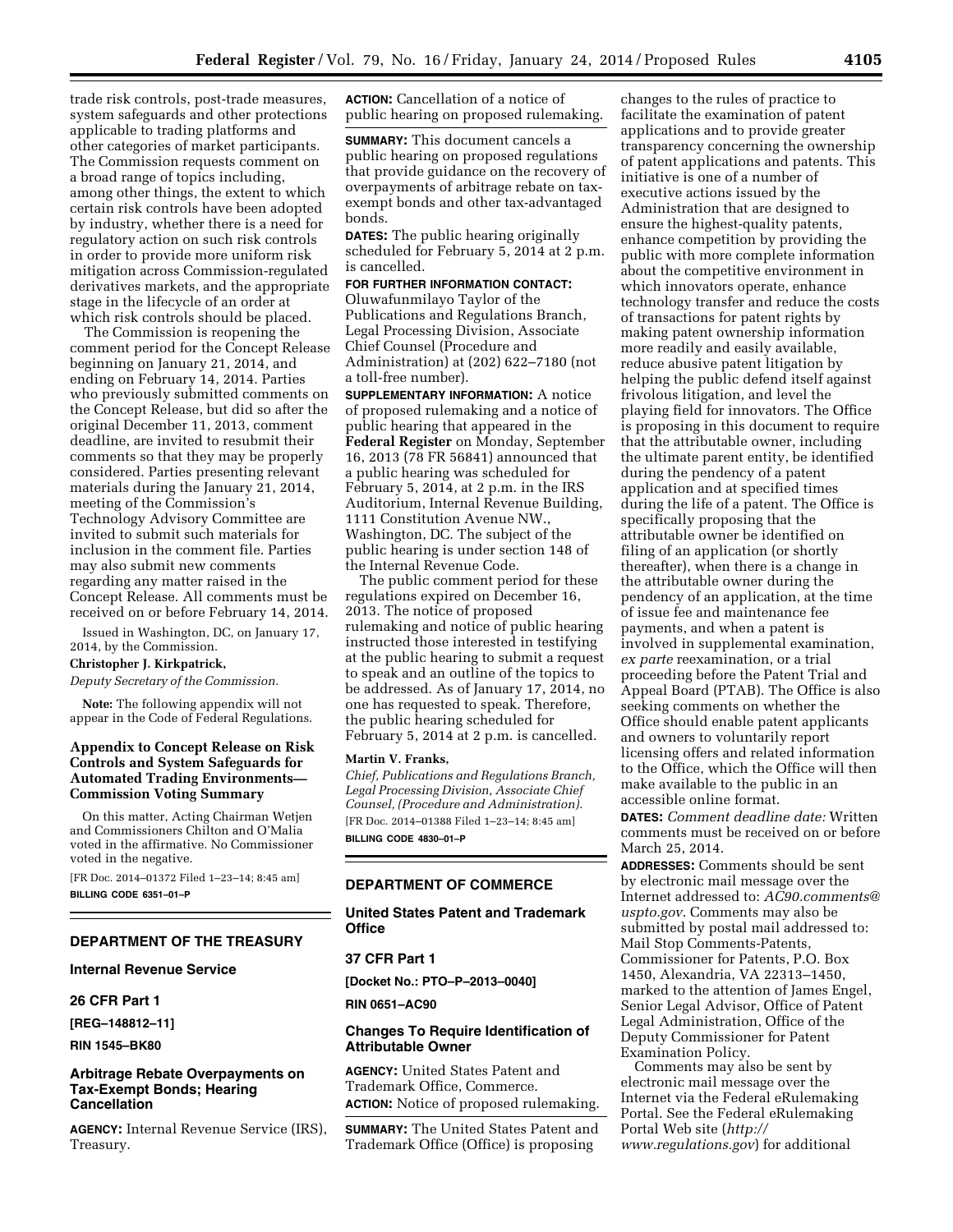trade risk controls, post-trade measures, system safeguards and other protections applicable to trading platforms and other categories of market participants. The Commission requests comment on a broad range of topics including, among other things, the extent to which certain risk controls have been adopted by industry, whether there is a need for regulatory action on such risk controls in order to provide more uniform risk mitigation across Commission-regulated derivatives markets, and the appropriate stage in the lifecycle of an order at which risk controls should be placed.

The Commission is reopening the comment period for the Concept Release beginning on January 21, 2014, and ending on February 14, 2014. Parties who previously submitted comments on the Concept Release, but did so after the original December 11, 2013, comment deadline, are invited to resubmit their comments so that they may be properly considered. Parties presenting relevant materials during the January 21, 2014, meeting of the Commission's Technology Advisory Committee are invited to submit such materials for inclusion in the comment file. Parties may also submit new comments regarding any matter raised in the Concept Release. All comments must be received on or before February 14, 2014.

Issued in Washington, DC, on January 17, 2014, by the Commission.

**Christopher J. Kirkpatrick,**

*Deputy Secretary of the Commission.*

**Note:** The following appendix will not appear in the Code of Federal Regulations.

### Appendix to Concept Release on Risk Controls and System Safeguards for Automated Trading Environments—Commission Voting Summary

On this matter, Acting Chairman Wetjen and Commissioners Chilton and O'Malia voted in the affirmative. No Commissioner voted in the negative.

[FR Doc. 2014–01372 Filed 1–23–14; 8:45 am]

**BILLING CODE 6351–01–P**

## DEPARTMENT OF THE TREASURY

### Internal Revenue Service

### 26 CFR Part 1

**[REG–148812–11]**

**RIN 1545–BK80**

### Arbitrage Rebate Overpayments on Tax-Exempt Bonds; Hearing Cancellation

**AGENCY:** Internal Revenue Service (IRS), Treasury.

**ACTION:** Cancellation of a notice of public hearing on proposed rulemaking.

**SUMMARY:** This document cancels a public hearing on proposed regulations that provide guidance on the recovery of overpayments of arbitrage rebate on tax-exempt bonds and other tax-advantaged bonds.

**DATES:** The public hearing originally scheduled for February 5, 2014 at 2 p.m. is cancelled.

**FOR FURTHER INFORMATION CONTACT:** Oluwafunmilayo Taylor of the Publications and Regulations Branch, Legal Processing Division, Associate Chief Counsel (Procedure and Administration) at (202) 622–7180 (not a toll-free number).

**SUPPLEMENTARY INFORMATION:** A notice of proposed rulemaking and a notice of public hearing that appeared in the **Federal Register** on Monday, September 16, 2013 (78 FR 56841) announced that a public hearing was scheduled for February 5, 2014, at 2 p.m. in the IRS Auditorium, Internal Revenue Building, 1111 Constitution Avenue NW., Washington, DC. The subject of the public hearing is under section 148 of the Internal Revenue Code.

The public comment period for these regulations expired on December 16, 2013. The notice of proposed rulemaking and notice of public hearing instructed those interested in testifying at the public hearing to submit a request to speak and an outline of the topics to be addressed. As of January 17, 2014, no one has requested to speak. Therefore, the public hearing scheduled for February 5, 2014 at 2 p.m. is cancelled.

**Martin V. Franks,**

*Chief, Publications and Regulations Branch, Legal Processing Division, Associate Chief Counsel, (Procedure and Administration).*

[FR Doc. 2014–01388 Filed 1–23–14; 8:45 am]

**BILLING CODE 4830–01–P**

## DEPARTMENT OF COMMERCE

### United States Patent and Trademark Office

### 37 CFR Part 1

**[Docket No.: PTO–P–2013–0040]**

**RIN 0651–AC90**

### Changes To Require Identification of Attributable Owner

**AGENCY:** United States Patent and Trademark Office, Commerce.

**ACTION:** Notice of proposed rulemaking.

**SUMMARY:** The United States Patent and Trademark Office (Office) is proposing changes to the rules of practice to facilitate the examination of patent applications and to provide greater transparency concerning the ownership of patent applications and patents. This initiative is one of a number of executive actions issued by the Administration that are designed to ensure the highest-quality patents, enhance competition by providing the public with more complete information about the competitive environment in which innovators operate, enhance technology transfer and reduce the costs of transactions for patent rights by making patent ownership information more readily and easily available, reduce abusive patent litigation by helping the public defend itself against frivolous litigation, and level the playing field for innovators. The Office is proposing in this document to require that the attributable owner, including the ultimate parent entity, be identified during the pendency of a patent application and at specified times during the life of a patent. The Office is specifically proposing that the attributable owner be identified on filing of an application (or shortly thereafter), when there is a change in the attributable owner during the pendency of an application, at the time of issue fee and maintenance fee payments, and when a patent is involved in supplemental examination, *ex parte* reexamination, or a trial proceeding before the Patent Trial and Appeal Board (PTAB). The Office is also seeking comments on whether the Office should enable patent applicants and owners to voluntarily report licensing offers and related information to the Office, which the Office will then make available to the public in an accessible online format.

**DATES:** *Comment deadline date:* Written comments must be received on or before March 25, 2014.

**ADDRESSES:** Comments should be sent by electronic mail message over the Internet addressed to: *AC90.comments@uspto.gov*. Comments may also be submitted by postal mail addressed to: Mail Stop Comments-Patents, Commissioner for Patents, P.O. Box 1450, Alexandria, VA 22313–1450, marked to the attention of James Engel, Senior Legal Advisor, Office of Patent Legal Administration, Office of the Deputy Commissioner for Patent Examination Policy.

Comments may also be sent by electronic mail message over the Internet via the Federal eRulemaking Portal. See the Federal eRulemaking Portal Web site (*http://www.regulations.gov*) for additional